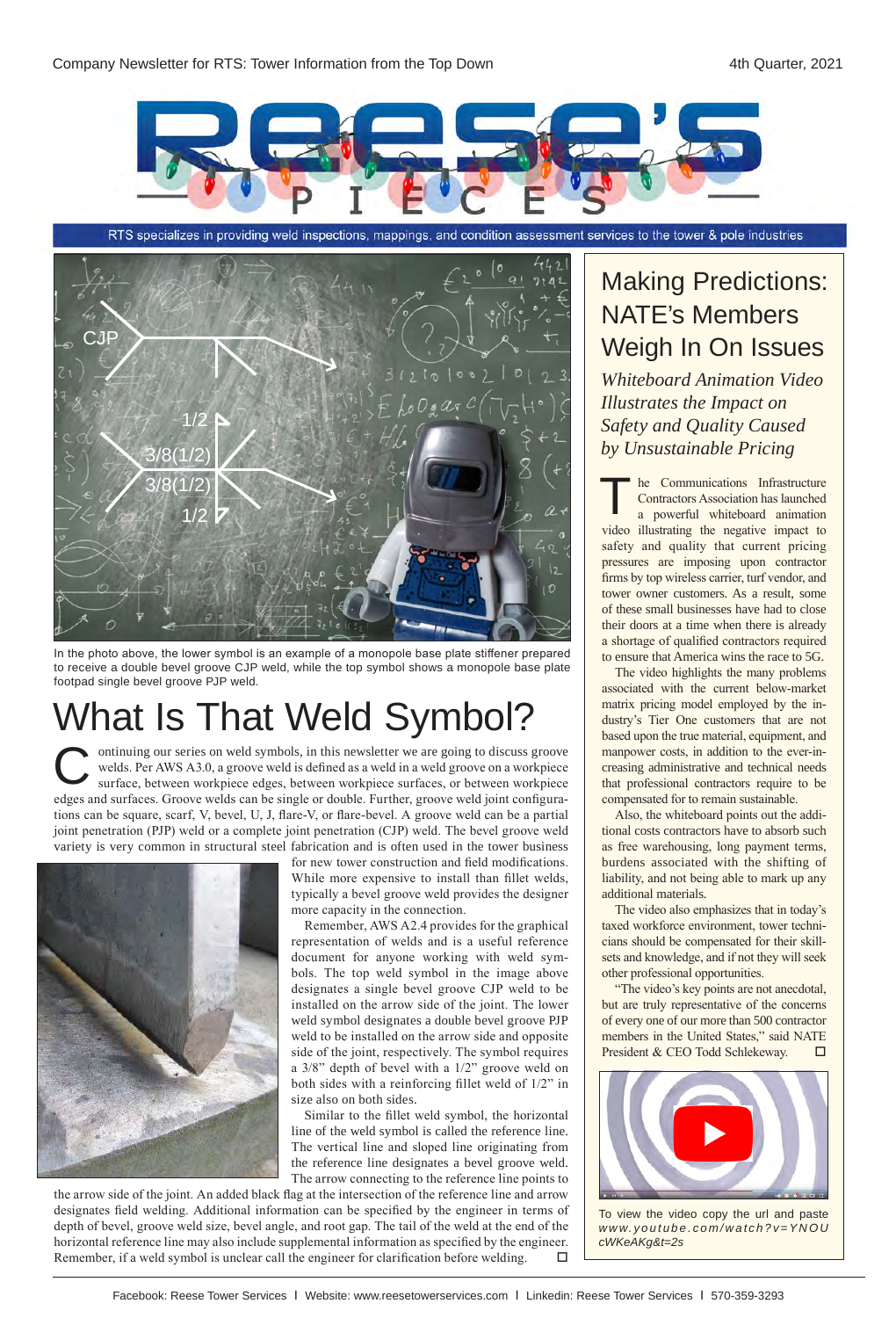# REESE'S PIECES

RTS specializes in providing weld inspections, mappings, and condition assessment services to the tower & pole industries

In the photo above, the lower symbol is an example of a monopole base plate stiffener prepared to receive a double bevel groove CJP weld, while the top symbol shows a monopole base plate footpad single bevel groove PJP weld.

# What Is That Weld Symbol?

Continuing our series on weld symbols, in this newsletter we are going to discuss groove welds. Per AWS A3.0, a groove weld is defined as a weld in a weld groove on a workpiece surface, between workpiece edges, between workpiece surfaces, or between workpiece edges and surfaces. Groove welds can be single or double. Further, groove weld joint configurations can be square, scarf, V, bevel, U, J, flare-V, or flare-bevel. A groove weld can be a partial joint penetration (PJP) weld or a complete joint penetration (CJP) weld. The bevel groove weld variety is very common in structural steel fabrication and is often used in the tower business for new tower construction and field modifications. While more expensive to install than fillet welds, typically a bevel groove weld provides the designer more capacity in the connection.

Remember, AWS A2.4 provides for the graphical representation of welds and is a useful reference document for anyone working with weld symbols. The top weld symbol in the image above designates a single bevel groove CJP weld to be installed on the arrow side of the joint. The lower weld symbol designates a double bevel groove PJP weld to be installed on the arrow side and opposite side of the joint, respectively. The symbol requires a 3/8" depth of bevel with a 1/2" groove weld on both sides with a reinforcing fillet weld of 1/2" in size also on both sides.

Similar to the fillet weld symbol, the horizontal line of the weld symbol is called the reference line. The vertical line and sloped line originating from the reference line designates a bevel groove weld. The arrow connecting to the reference line points to the arrow side of the joint. An added black flag at the intersection of the reference line and arrow designates field welding. Additional information can be specified by the engineer in terms of depth of bevel, groove weld size, bevel angle, and root gap. The tail of the weld at the end of the horizontal reference line may also include supplemental information as specified by the engineer. Remember, if a weld symbol is unclear call the engineer for clarification before welding.

## Making Predictions: NATE's Members Weigh In On Issues

*Whiteboard Animation Video Illustrates the Impact on Safety and Quality Caused by Unsustainable Pricing*

The Communications Infrastructure Contractors Association has launched a powerful whiteboard animation video illustrating the negative impact to safety and quality that current pricing pressures are imposing upon contractor firms by top wireless carrier, turf vendor, and tower owner customers. As a result, some of these small businesses have had to close their doors at a time when there is already a shortage of qualified contractors required to ensure that America wins the race to 5G.

The video highlights the many problems associated with the current below-market matrix pricing model employed by the industry's Tier One customers that are not based upon the true material, equipment, and manpower costs, in addition to the ever-increasing administrative and technical needs that professional contractors require to be compensated for to remain sustainable.

Also, the whiteboard points out the additional costs contractors have to absorb such as free warehousing, long payment terms, burdens associated with the shifting of liability, and not being able to mark up any additional materials.

The video also emphasizes that in today's taxed workforce environment, tower technicians should be compensated for their skillsets and knowledge, and if not they will seek other professional opportunities.

"The video's key points are not anecdotal, but are truly representative of the concerns of every one of our more than 500 contractor members in the United States," said NATE President & CEO Todd Schlekeway.

To view the video copy the url and paste www.youtube.com/watch?v=YNOUcWKeAKg&t=2s

Facebook: Reese Tower Services | Website: www.reesetowerservices.com | Linkedin: Reese Tower Services | 570-359-3293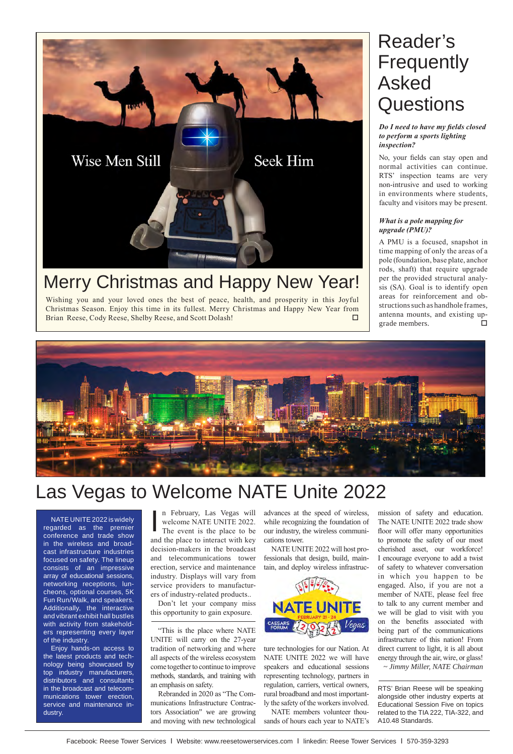Wise Men Still Seek Him

## Merry Christmas and Happy New Year!

Wishing you and your loved ones the best of peace, health, and prosperity in this Joyful Christmas Season. Enjoy this time in its fullest. Merry Christmas and Happy New Year from Brian Reese, Cody Reese, Shelby Reese, and Scott Dolash!

# Reader's Frequently Asked Questions

***Do I need to have my fields closed to perform a sports lighting inspection?***

No, your fields can stay open and normal activities can continue. RTS' inspection teams are very non-intrusive and used to working in environments where students, faculty and visitors may be present.

***What is a pole mapping for upgrade (PMU)?***

A PMU is a focused, snapshot in time mapping of only the areas of a pole (foundation, base plate, anchor rods, shaft) that require upgrade per the provided structural analysis (SA). Goal is to identify open areas for reinforcement and obstructions such as handhole frames, antenna mounts, and existing upgrade members.

# Las Vegas to Welcome NATE Unite 2022

NATE UNITE 2022 is widely regarded as the premier conference and trade show in the wireless and broadcast infrastructure industries focused on safety. The lineup consists of an impressive array of educational sessions, networking receptions, luncheons, optional courses, 5K Fun Run/Walk, and speakers. Additionally, the interactive and vibrant exhibit hall bustles with activity from stakeholders representing every layer of the industry.

Enjoy hands-on access to the latest products and technology being showcased by top industry manufacturers, distributors and consultants in the broadcast and telecommunications tower erection, service and maintenance industry.

In February, Las Vegas will welcome NATE UNITE 2022. The event is the place to be and the place to interact with key decision-makers in the broadcast and telecommunications tower erection, service and maintenance industry. Displays will vary from service providers to manufacturers of industry-related products..

Don't let your company miss this opportunity to gain exposure.

"This is the place where NATE UNITE will carry on the 27-year tradition of networking and where all aspects of the wireless ecosystem come together to continue to improve methods, standards, and training with an emphasis on safety.

Rebranded in 2020 as "The Communications Infrastructure Contractors Association" we are growing and moving with new technological advances at the speed of wireless, while recognizing the foundation of our industry, the wireless communications tower.

NATE UNITE 2022 will host professionals that design, build, maintain, and deploy wireless infrastructure technologies for our Nation. At NATE UNITE 2022 we will have speakers and educational sessions representing technology, partners in regulation, carriers, vertical owners, rural broadband and most importantly the safety of the workers involved.

NATE UNITE — February 21 - 24 — Caesars Forum — 2022 — Vegas

NATE members volunteer thousands of hours each year to NATE's mission of safety and education. The NATE UNITE 2022 trade show floor will offer many opportunities to promote the safety of our most cherished asset, our workforce! I encourage everyone to add a twist of safety to whatever conversation in which you happen to be engaged. Also, if you are not a member of NATE, please feel free to talk to any current member and we will be glad to visit with you on the benefits associated with being part of the communications infrastructure of this nation! From direct current to light, it is all about energy through the air, wire, or glass!

*~ Jimmy Miller, NATE Chairman*

RTS' Brian Reese will be speaking alongside other industry experts at Educational Session Five on topics related to the TIA 222, TIA-322, and A10.48 Standards.

Facebook: Reese Tower Services | Website: www.reesetowerservices.com | linkedin: Reese Tower Services | 570-359-3293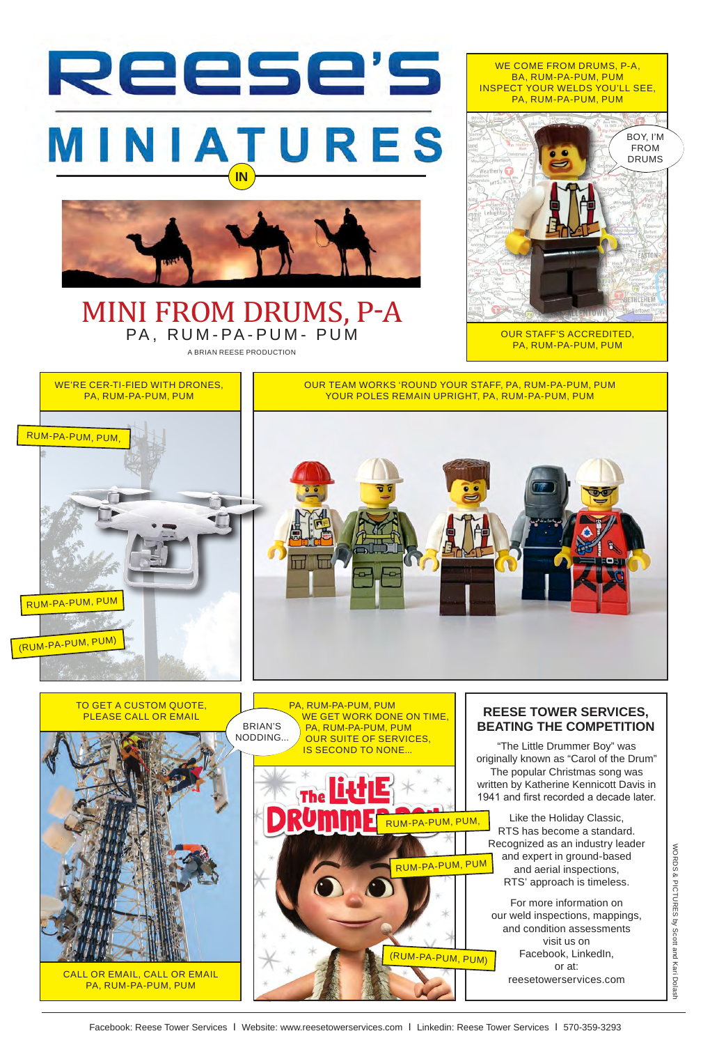# Reese's Miniatures

IN

# MINI FROM DRUMS, P-A

## PA, RUM-PA-PUM- PUM

A BRIAN REESE PRODUCTION

WE COME FROM DRUMS, P-A,
BA, RUM-PA-PUM, PUM
INSPECT YOUR WELDS YOU'LL SEE,
PA, RUM-PA-PUM, PUM

BOY, I'M FROM DRUMS

OUR STAFF'S ACCREDITED,
PA, RUM-PA-PUM, PUM

WE'RE CER-TI-FIED WITH DRONES,
PA, RUM-PA-PUM, PUM

RUM-PA-PUM, PUM,

RUM-PA-PUM, PUM

(RUM-PA-PUM, PUM)

OUR TEAM WORKS 'ROUND YOUR STAFF, PA, RUM-PA-PUM, PUM
YOUR POLES REMAIN UPRIGHT, PA, RUM-PA-PUM, PUM

TO GET A CUSTOM QUOTE,
PLEASE CALL OR EMAIL

CALL OR EMAIL, CALL OR EMAIL
PA, RUM-PA-PUM, PUM

BRIAN'S NODDING...

PA, RUM-PA-PUM, PUM
WE GET WORK DONE ON TIME,
PA, RUM-PA-PUM, PUM
OUR SUITE OF SERVICES,
IS SECOND TO NONE...

RUM-PA-PUM, PUM,

RUM-PA-PUM, PUM

(RUM-PA-PUM, PUM)

## REESE TOWER SERVICES, BEATING THE COMPETITION

"The Little Drummer Boy" was originally known as "Carol of the Drum" The popular Christmas song was written by Katherine Kennicott Davis in 1941 and first recorded a decade later.

Like the Holiday Classic, RTS has become a standard. Recognized as an industry leader and expert in ground-based and aerial inspections, RTS' approach is timeless.

For more information on our weld inspections, mappings, and condition assessments visit us on Facebook, LinkedIn, or at: reesetowerservices.com

WORDS & PICTURES by Scott and Kari Dolash

Facebook: Reese Tower Services | Website: www.reesetowerservices.com | Linkedin: Reese Tower Services | 570-359-3293